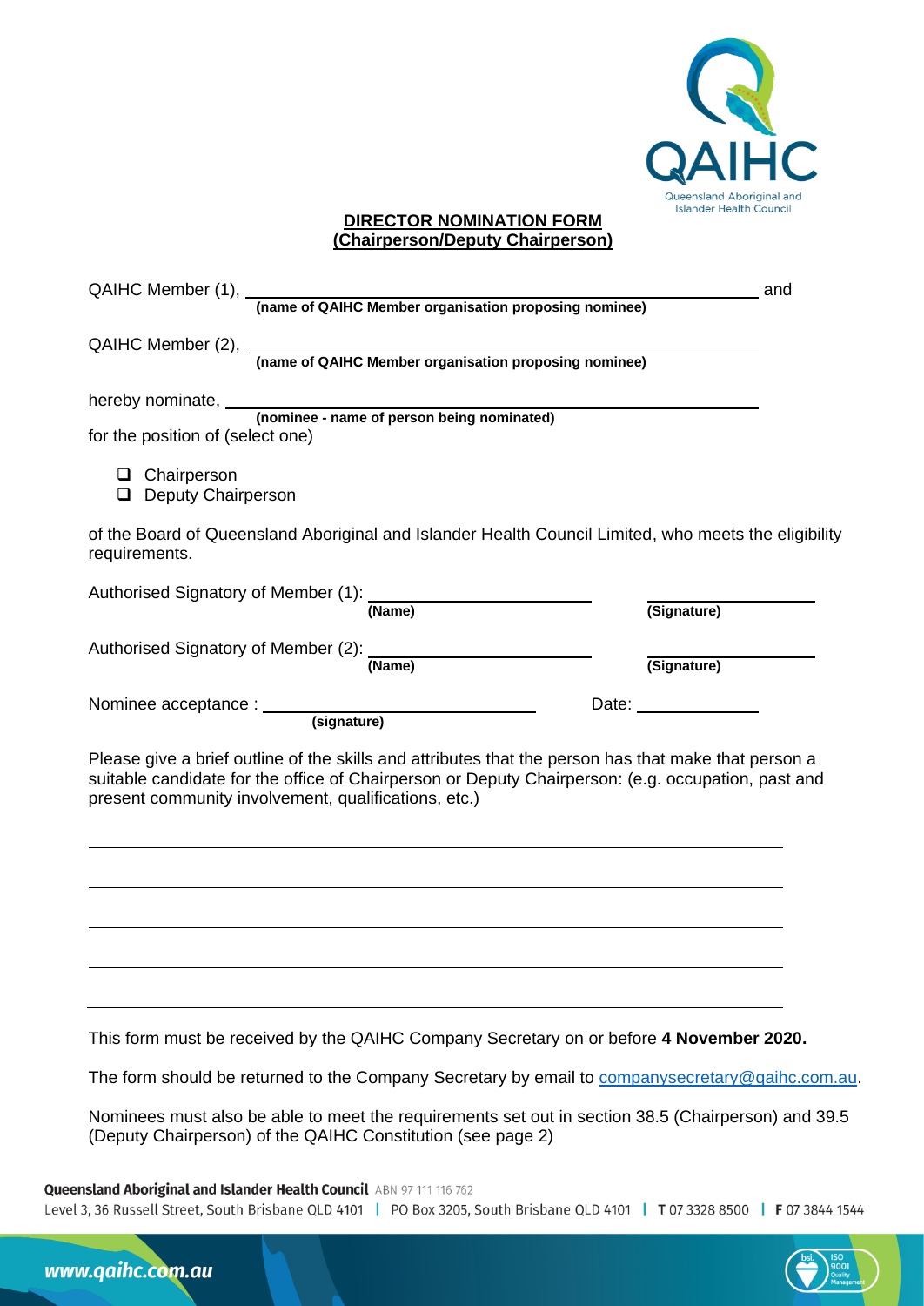## DIRECTOR NOMINATION FORM
## (Chairperson/Deputy Chairperson)

QAIHC Member (1), ______________________________________________ and
**(name of QAIHC Member organisation proposing nominee)**

QAIHC Member (2), ______________________________________________
**(name of QAIHC Member organisation proposing nominee)**

hereby nominate, ______________________________________________
**(nominee - name of person being nominated)**

for the position of (select one)

- ❑ Chairperson
- ❑ Deputy Chairperson

of the Board of Queensland Aboriginal and Islander Health Council Limited, who meets the eligibility requirements.

Authorised Signatory of Member (1): ______________________ ______________________
**(Name)** **(Signature)**

Authorised Signatory of Member (2): ______________________ ______________________
**(Name)** **(Signature)**

Nominee acceptance : ______________________ Date: ______________
**(signature)**

Please give a brief outline of the skills and attributes that the person has that make that person a suitable candidate for the office of Chairperson or Deputy Chairperson: (e.g. occupation, past and present community involvement, qualifications, etc.)

______________________________________________________________________

______________________________________________________________________

______________________________________________________________________

______________________________________________________________________

______________________________________________________________________

This form must be received by the QAIHC Company Secretary on or before **4 November 2020.**

The form should be returned to the Company Secretary by email to companysecretary@qaihc.com.au.

Nominees must also be able to meet the requirements set out in section 38.5 (Chairperson) and 39.5 (Deputy Chairperson) of the QAIHC Constitution (see page 2)

**Queensland Aboriginal and Islander Health Council** ABN 97 111 116 762
Level 3, 36 Russell Street, South Brisbane QLD 4101 | PO Box 3205, South Brisbane QLD 4101 | T 07 3328 8500 | F 07 3844 1544

www.qaihc.com.au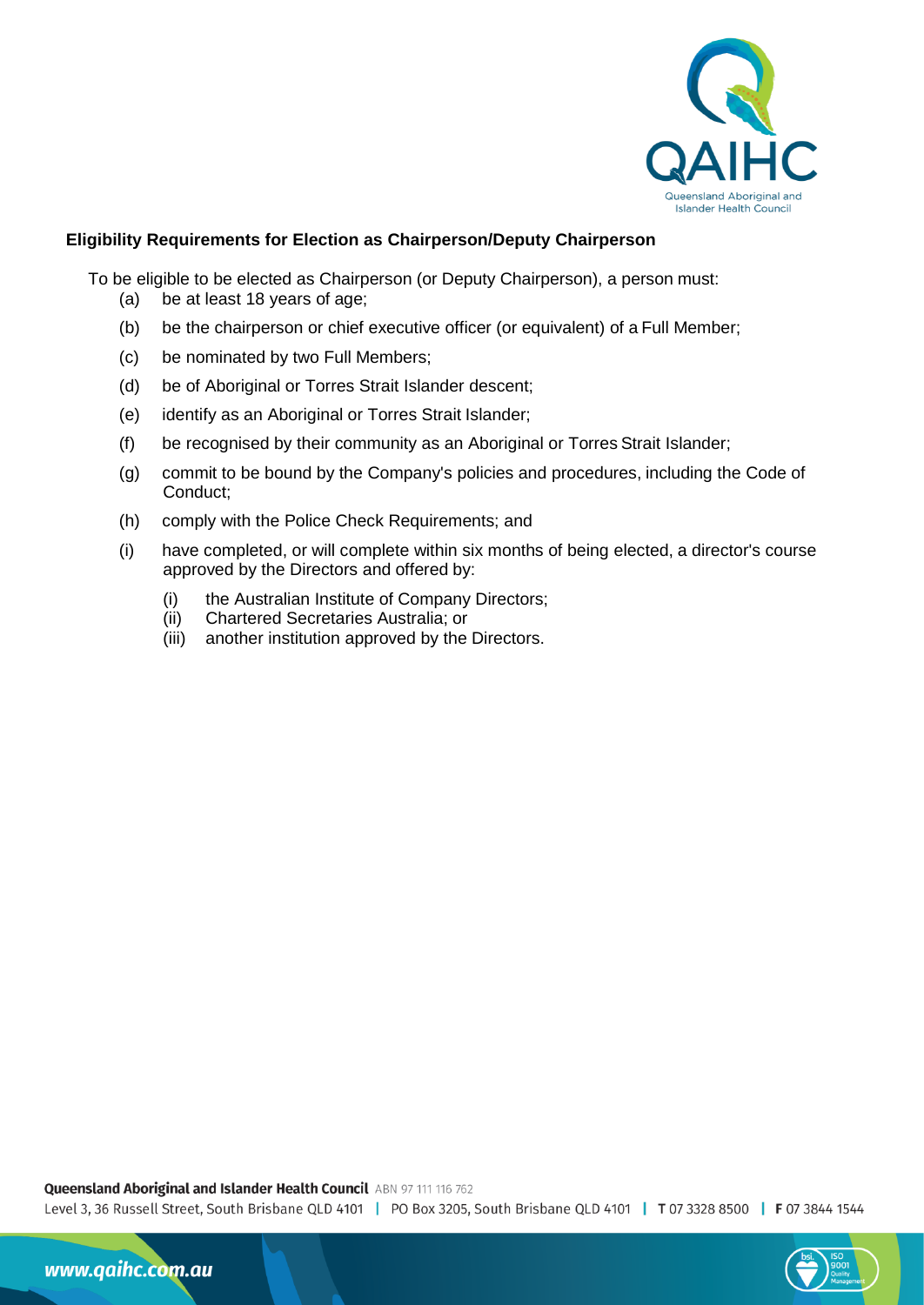**Eligibility Requirements for Election as Chairperson/Deputy Chairperson**

To be eligible to be elected as Chairperson (or Deputy Chairperson), a person must:

(a) be at least 18 years of age;

(b) be the chairperson or chief executive officer (or equivalent) of a Full Member;

(c) be nominated by two Full Members;

(d) be of Aboriginal or Torres Strait Islander descent;

(e) identify as an Aboriginal or Torres Strait Islander;

(f) be recognised by their community as an Aboriginal or Torres Strait Islander;

(g) commit to be bound by the Company's policies and procedures, including the Code of Conduct;

(h) comply with the Police Check Requirements; and

(i) have completed, or will complete within six months of being elected, a director's course approved by the Directors and offered by:

- (i) the Australian Institute of Company Directors;
- (ii) Chartered Secretaries Australia; or
- (iii) another institution approved by the Directors.